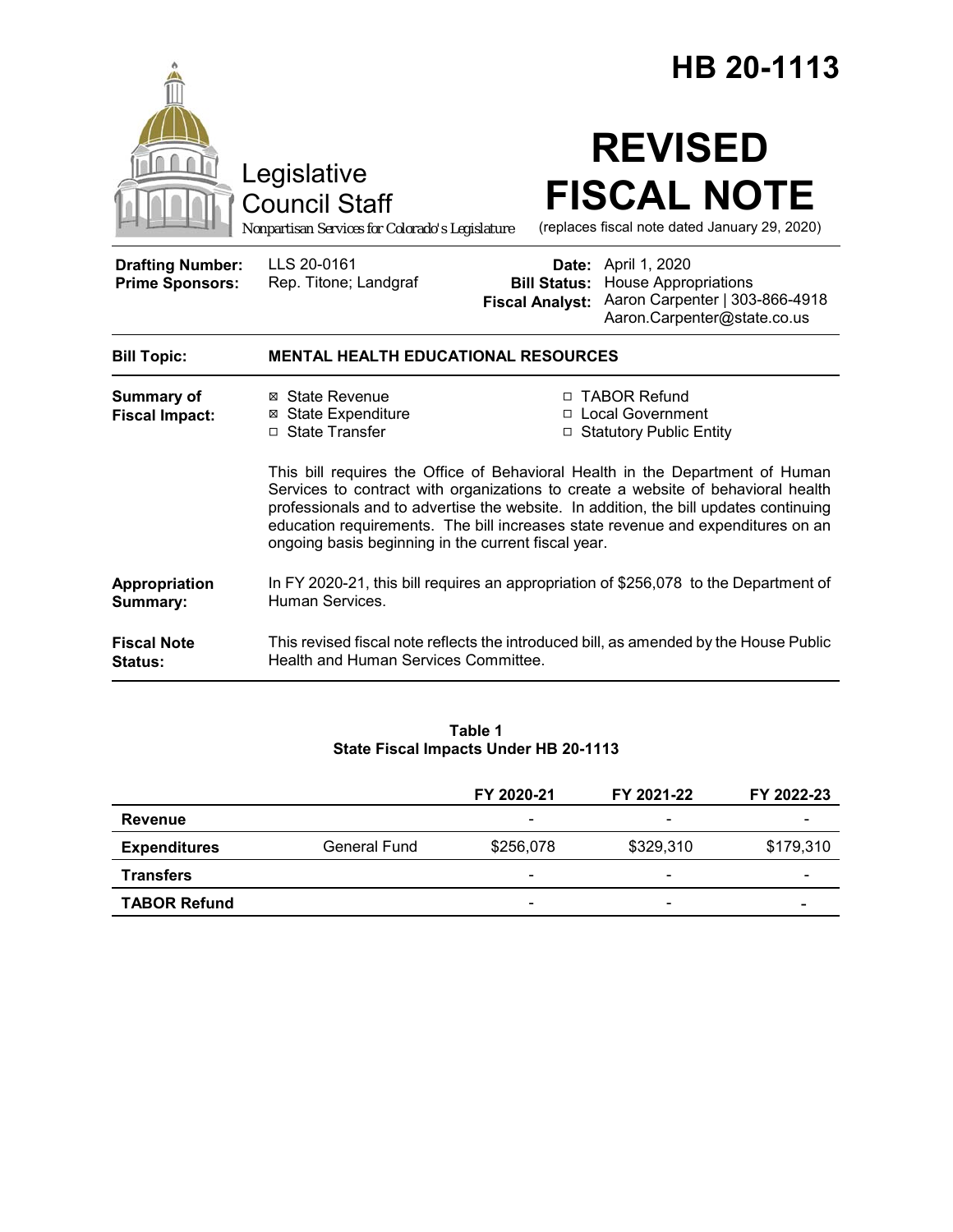# HB 20-1113

Legislative Council Staff

*Nonpartisan Services for Colorado's Legislature*

# REVISED FISCAL NOTE

(replaces fiscal note dated January 29, 2020)

| | | | |
|---|---|---|---|
| **Drafting Number:** | LLS 20-0161 | **Date:** | April 1, 2020 |
| **Prime Sponsors:** | Rep. Titone; Landgraf | **Bill Status:** | House Appropriations |
| | | **Fiscal Analyst:** | Aaron Carpenter \| 303-866-4918 Aaron.Carpenter@state.co.us |

**Bill Topic:** **MENTAL HEALTH EDUCATIONAL RESOURCES**

**Summary of Fiscal Impact:**

- ☒ State Revenue
- ☒ State Expenditure
- ☐ State Transfer
- ☐ TABOR Refund
- ☐ Local Government
- ☐ Statutory Public Entity

This bill requires the Office of Behavioral Health in the Department of Human Services to contract with organizations to create a website of behavioral health professionals and to advertise the website. In addition, the bill updates continuing education requirements. The bill increases state revenue and expenditures on an ongoing basis beginning in the current fiscal year.

**Appropriation Summary:** In FY 2020-21, this bill requires an appropriation of $256,078 to the Department of Human Services.

**Fiscal Note Status:** This revised fiscal note reflects the introduced bill, as amended by the House Public Health and Human Services Committee.

**Table 1**
**State Fiscal Impacts Under HB 20-1113**

| | | FY 2020-21 | FY 2021-22 | FY 2022-23 |
|---|---|---|---|---|
| **Revenue** | | - | - | - |
| **Expenditures** | General Fund | $256,078 | $329,310 | $179,310 |
| **Transfers** | | - | - | - |
| **TABOR Refund** | | - | - | - |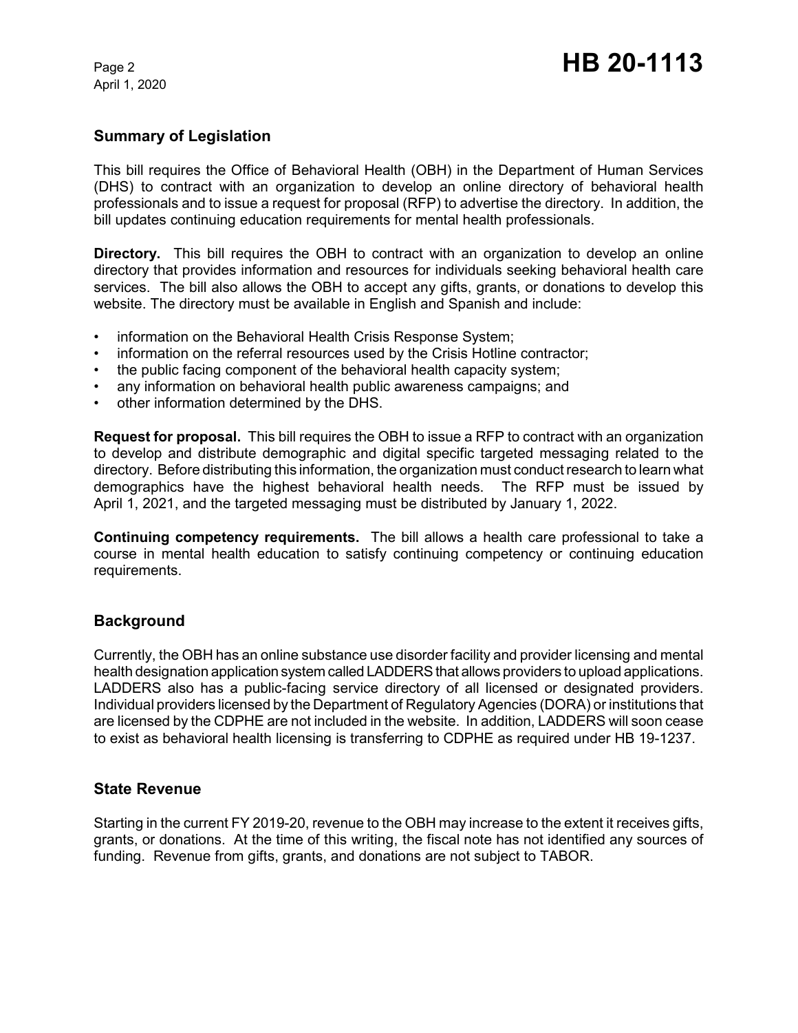## Summary of Legislation

This bill requires the Office of Behavioral Health (OBH) in the Department of Human Services (DHS) to contract with an organization to develop an online directory of behavioral health professionals and to issue a request for proposal (RFP) to advertise the directory. In addition, the bill updates continuing education requirements for mental health professionals.

**Directory.** This bill requires the OBH to contract with an organization to develop an online directory that provides information and resources for individuals seeking behavioral health care services. The bill also allows the OBH to accept any gifts, grants, or donations to develop this website. The directory must be available in English and Spanish and include:

- information on the Behavioral Health Crisis Response System;
- information on the referral resources used by the Crisis Hotline contractor;
- the public facing component of the behavioral health capacity system;
- any information on behavioral health public awareness campaigns; and
- other information determined by the DHS.

**Request for proposal.** This bill requires the OBH to issue a RFP to contract with an organization to develop and distribute demographic and digital specific targeted messaging related to the directory. Before distributing this information, the organization must conduct research to learn what demographics have the highest behavioral health needs. The RFP must be issued by April 1, 2021, and the targeted messaging must be distributed by January 1, 2022.

**Continuing competency requirements.** The bill allows a health care professional to take a course in mental health education to satisfy continuing competency or continuing education requirements.

## Background

Currently, the OBH has an online substance use disorder facility and provider licensing and mental health designation application system called LADDERS that allows providers to upload applications. LADDERS also has a public-facing service directory of all licensed or designated providers. Individual providers licensed by the Department of Regulatory Agencies (DORA) or institutions that are licensed by the CDPHE are not included in the website. In addition, LADDERS will soon cease to exist as behavioral health licensing is transferring to CDPHE as required under HB 19-1237.

## State Revenue

Starting in the current FY 2019-20, revenue to the OBH may increase to the extent it receives gifts, grants, or donations. At the time of this writing, the fiscal note has not identified any sources of funding. Revenue from gifts, grants, and donations are not subject to TABOR.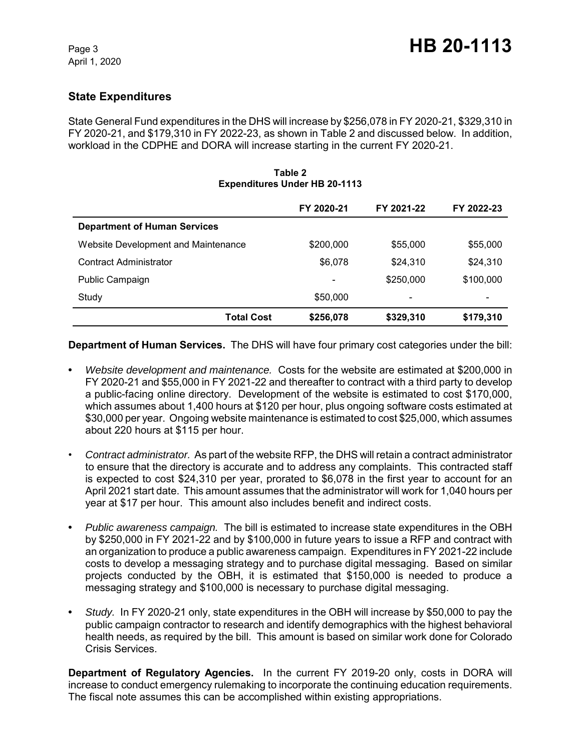## State Expenditures

State General Fund expenditures in the DHS will increase by $256,078 in FY 2020-21, $329,310 in FY 2020-21, and $179,310 in FY 2022-23, as shown in Table 2 and discussed below. In addition, workload in the CDPHE and DORA will increase starting in the current FY 2020-21.

**Table 2**
**Expenditures Under HB 20-1113**

| | FY 2020-21 | FY 2021-22 | FY 2022-23 |
|---|---|---|---|
| **Department of Human Services** | | | |
| Website Development and Maintenance | $200,000 | $55,000 | $55,000 |
| Contract Administrator | $6,078 | $24,310 | $24,310 |
| Public Campaign | - | $250,000 | $100,000 |
| Study | $50,000 | - | - |
| **Total Cost** | **$256,078** | **$329,310** | **$179,310** |

**Department of Human Services.** The DHS will have four primary cost categories under the bill:

- *Website development and maintenance.* Costs for the website are estimated at $200,000 in FY 2020-21 and $55,000 in FY 2021-22 and thereafter to contract with a third party to develop a public-facing online directory. Development of the website is estimated to cost $170,000, which assumes about 1,400 hours at $120 per hour, plus ongoing software costs estimated at $30,000 per year. Ongoing website maintenance is estimated to cost $25,000, which assumes about 220 hours at $115 per hour.
- *Contract administrator.* As part of the website RFP, the DHS will retain a contract administrator to ensure that the directory is accurate and to address any complaints. This contracted staff is expected to cost $24,310 per year, prorated to $6,078 in the first year to account for an April 2021 start date. This amount assumes that the administrator will work for 1,040 hours per year at $17 per hour. This amount also includes benefit and indirect costs.
- *Public awareness campaign.* The bill is estimated to increase state expenditures in the OBH by $250,000 in FY 2021-22 and by $100,000 in future years to issue a RFP and contract with an organization to produce a public awareness campaign. Expenditures in FY 2021-22 include costs to develop a messaging strategy and to purchase digital messaging. Based on similar projects conducted by the OBH, it is estimated that $150,000 is needed to produce a messaging strategy and $100,000 is necessary to purchase digital messaging.
- *Study.* In FY 2020-21 only, state expenditures in the OBH will increase by $50,000 to pay the public campaign contractor to research and identify demographics with the highest behavioral health needs, as required by the bill. This amount is based on similar work done for Colorado Crisis Services.

**Department of Regulatory Agencies.** In the current FY 2019-20 only, costs in DORA will increase to conduct emergency rulemaking to incorporate the continuing education requirements. The fiscal note assumes this can be accomplished within existing appropriations.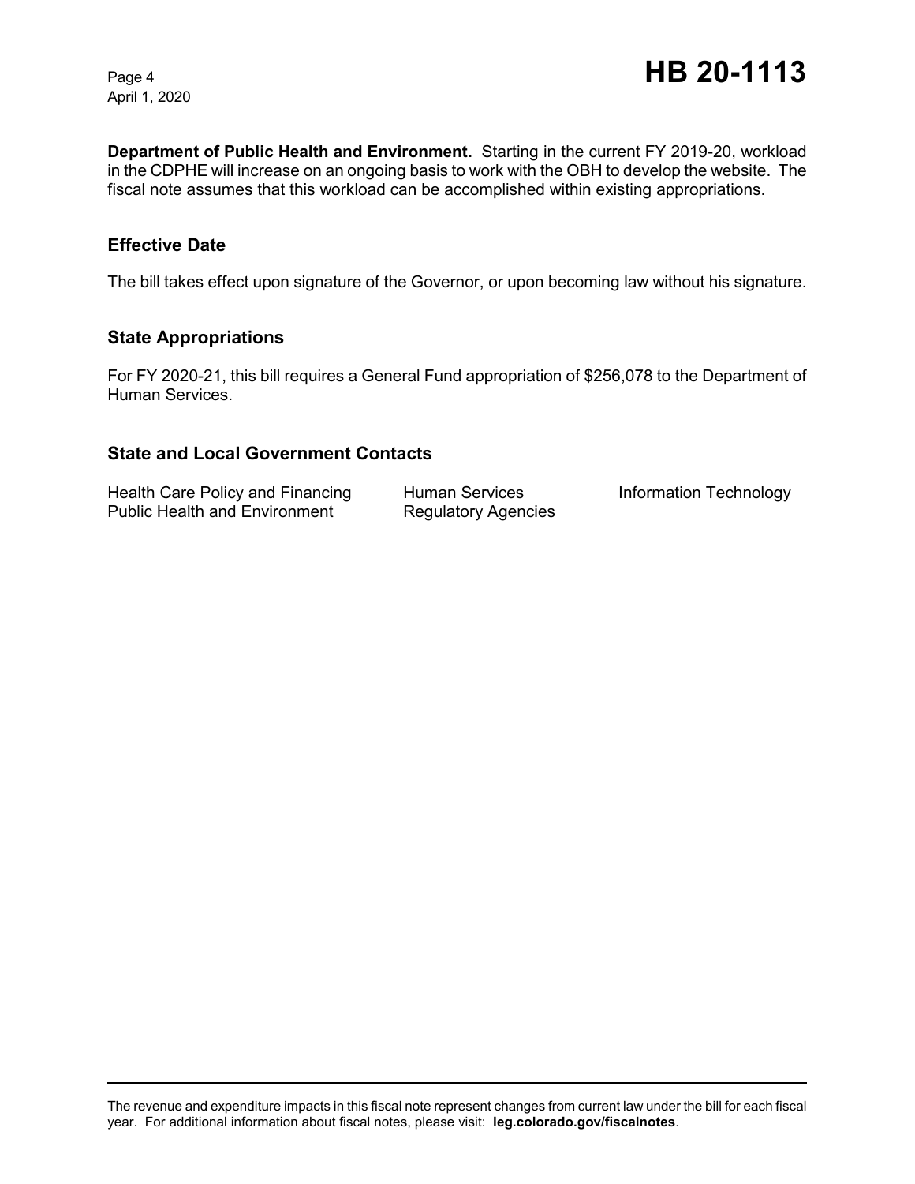**Department of Public Health and Environment.** Starting in the current FY 2019-20, workload in the CDPHE will increase on an ongoing basis to work with the OBH to develop the website. The fiscal note assumes that this workload can be accomplished within existing appropriations.

### Effective Date

The bill takes effect upon signature of the Governor, or upon becoming law without his signature.

### State Appropriations

For FY 2020-21, this bill requires a General Fund appropriation of $256,078 to the Department of Human Services.

### State and Local Government Contacts

| | | |
|---|---|---|
| Health Care Policy and Financing | Human Services | Information Technology |
| Public Health and Environment | Regulatory Agencies | |

The revenue and expenditure impacts in this fiscal note represent changes from current law under the bill for each fiscal year. For additional information about fiscal notes, please visit: **leg.colorado.gov/fiscalnotes**.